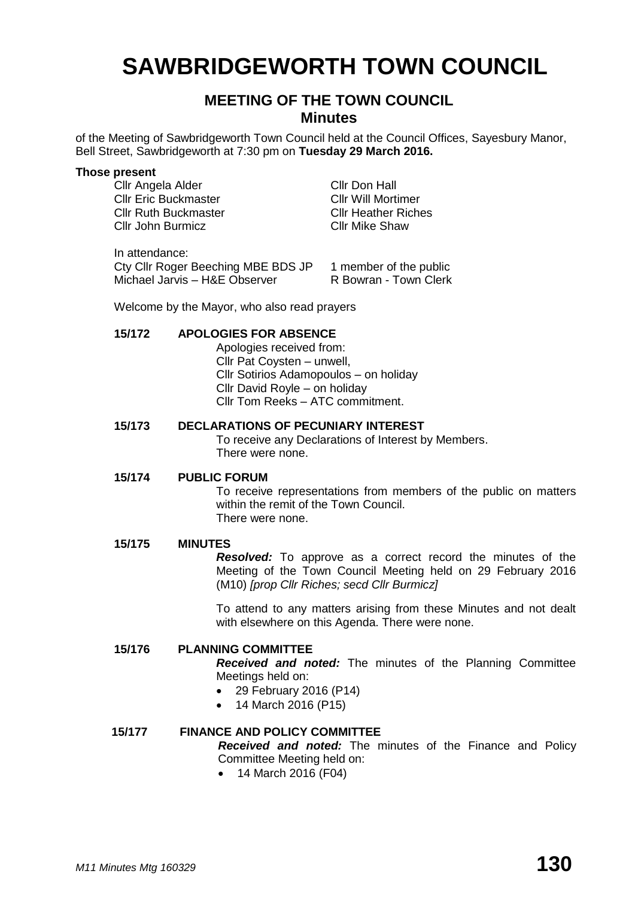# SAWBRIDGEWORTH TOWN COUNCIL

## MEETING OF THE TOWN COUNCIL
### Minutes

of the Meeting of Sawbridgeworth Town Council held at the Council Offices, Sayesbury Manor, Bell Street, Sawbridgeworth at 7:30 pm on **Tuesday 29 March 2016.**

**Those present**

| | |
|---|---|
| Cllr Angela Alder | Cllr Don Hall |
| Cllr Eric Buckmaster | Cllr Will Mortimer |
| Cllr Ruth Buckmaster | Cllr Heather Riches |
| Cllr John Burmicz | Cllr Mike Shaw |

In attendance:

| | |
|---|---|
| Cty Cllr Roger Beeching MBE BDS JP | 1 member of the public |
| Michael Jarvis – H&E Observer | R Bowran - Town Clerk |

Welcome by the Mayor, who also read prayers

**15/172 APOLOGIES FOR ABSENCE**

Apologies received from:
Cllr Pat Coysten – unwell,
Cllr Sotirios Adamopoulos – on holiday
Cllr David Royle – on holiday
Cllr Tom Reeks – ATC commitment.

**15/173 DECLARATIONS OF PECUNIARY INTEREST**

To receive any Declarations of Interest by Members.
There were none.

**15/174 PUBLIC FORUM**

To receive representations from members of the public on matters within the remit of the Town Council.
There were none.

**15/175 MINUTES**

***Resolved:*** To approve as a correct record the minutes of the Meeting of the Town Council Meeting held on 29 February 2016 (M10) *[prop Cllr Riches; secd Cllr Burmicz]*

To attend to any matters arising from these Minutes and not dealt with elsewhere on this Agenda. There were none.

**15/176 PLANNING COMMITTEE**

***Received and noted:*** The minutes of the Planning Committee Meetings held on:

- 29 February 2016 (P14)
- 14 March 2016 (P15)

**15/177 FINANCE AND POLICY COMMITTEE**

***Received and noted:*** The minutes of the Finance and Policy Committee Meeting held on:

- 14 March 2016 (F04)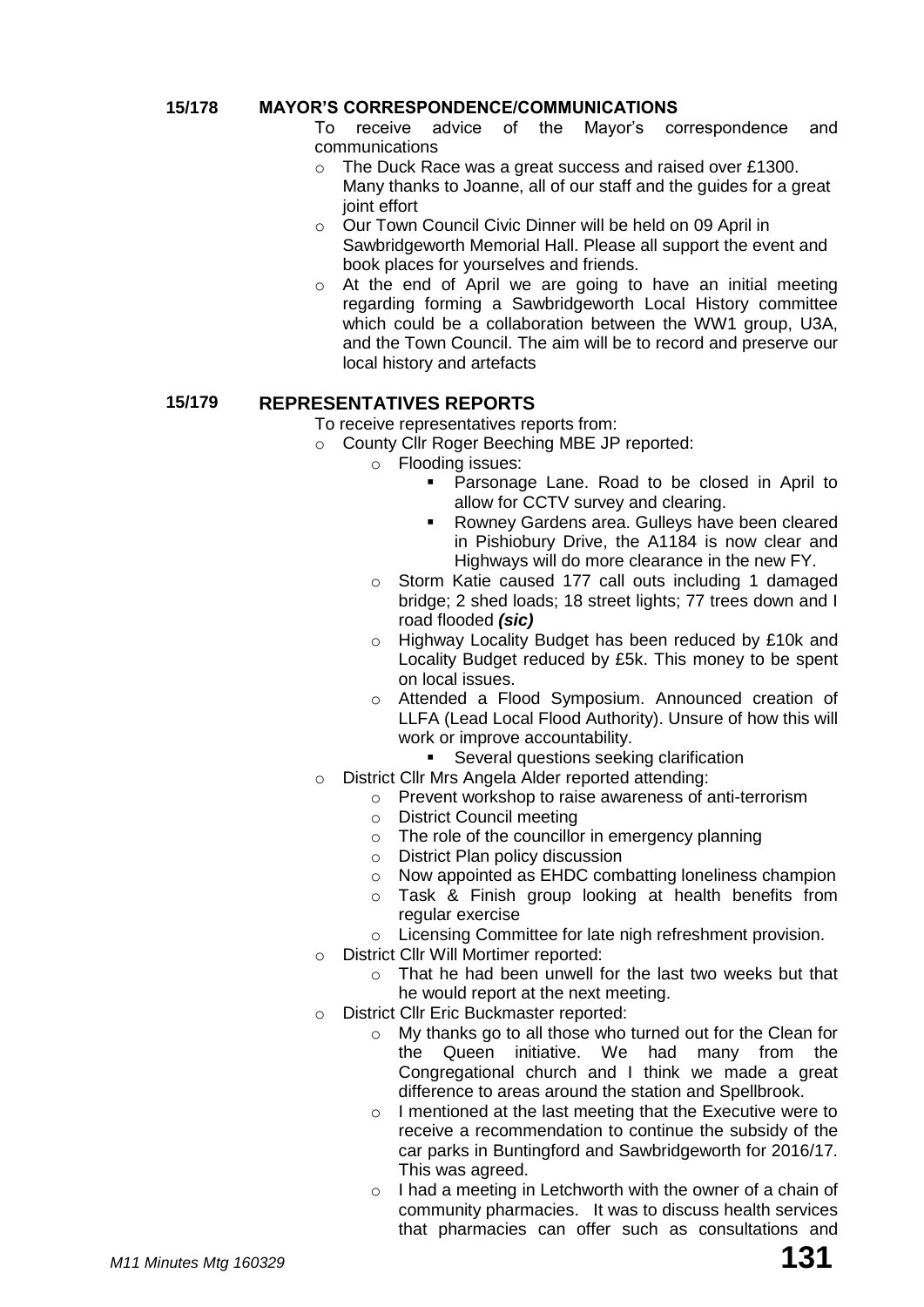## 15/178 MAYOR'S CORRESPONDENCE/COMMUNICATIONS

To receive advice of the Mayor's correspondence and communications

- The Duck Race was a great success and raised over £1300. Many thanks to Joanne, all of our staff and the guides for a great joint effort
- Our Town Council Civic Dinner will be held on 09 April in Sawbridgeworth Memorial Hall. Please all support the event and book places for yourselves and friends.
- At the end of April we are going to have an initial meeting regarding forming a Sawbridgeworth Local History committee which could be a collaboration between the WW1 group, U3A, and the Town Council. The aim will be to record and preserve our local history and artefacts

## 15/179 REPRESENTATIVES REPORTS

To receive representatives reports from:

- County Cllr Roger Beeching MBE JP reported:
  - Flooding issues:
    - Parsonage Lane. Road to be closed in April to allow for CCTV survey and clearing.
    - Rowney Gardens area. Gulleys have been cleared in Pishiobury Drive, the A1184 is now clear and Highways will do more clearance in the new FY.
  - Storm Katie caused 177 call outs including 1 damaged bridge; 2 shed loads; 18 street lights; 77 trees down and I road flooded ***(sic)***
  - Highway Locality Budget has been reduced by £10k and Locality Budget reduced by £5k. This money to be spent on local issues.
  - Attended a Flood Symposium. Announced creation of LLFA (Lead Local Flood Authority). Unsure of how this will work or improve accountability.
    - Several questions seeking clarification
- District Cllr Mrs Angela Alder reported attending:
  - Prevent workshop to raise awareness of anti-terrorism
  - District Council meeting
  - The role of the councillor in emergency planning
  - District Plan policy discussion
  - Now appointed as EHDC combatting loneliness champion
  - Task & Finish group looking at health benefits from regular exercise
  - Licensing Committee for late nigh refreshment provision.
- District Cllr Will Mortimer reported:
  - That he had been unwell for the last two weeks but that he would report at the next meeting.
- District Cllr Eric Buckmaster reported:
  - My thanks go to all those who turned out for the Clean for the Queen initiative. We had many from the Congregational church and I think we made a great difference to areas around the station and Spellbrook.
  - I mentioned at the last meeting that the Executive were to receive a recommendation to continue the subsidy of the car parks in Buntingford and Sawbridgeworth for 2016/17. This was agreed.
  - I had a meeting in Letchworth with the owner of a chain of community pharmacies. It was to discuss health services that pharmacies can offer such as consultations and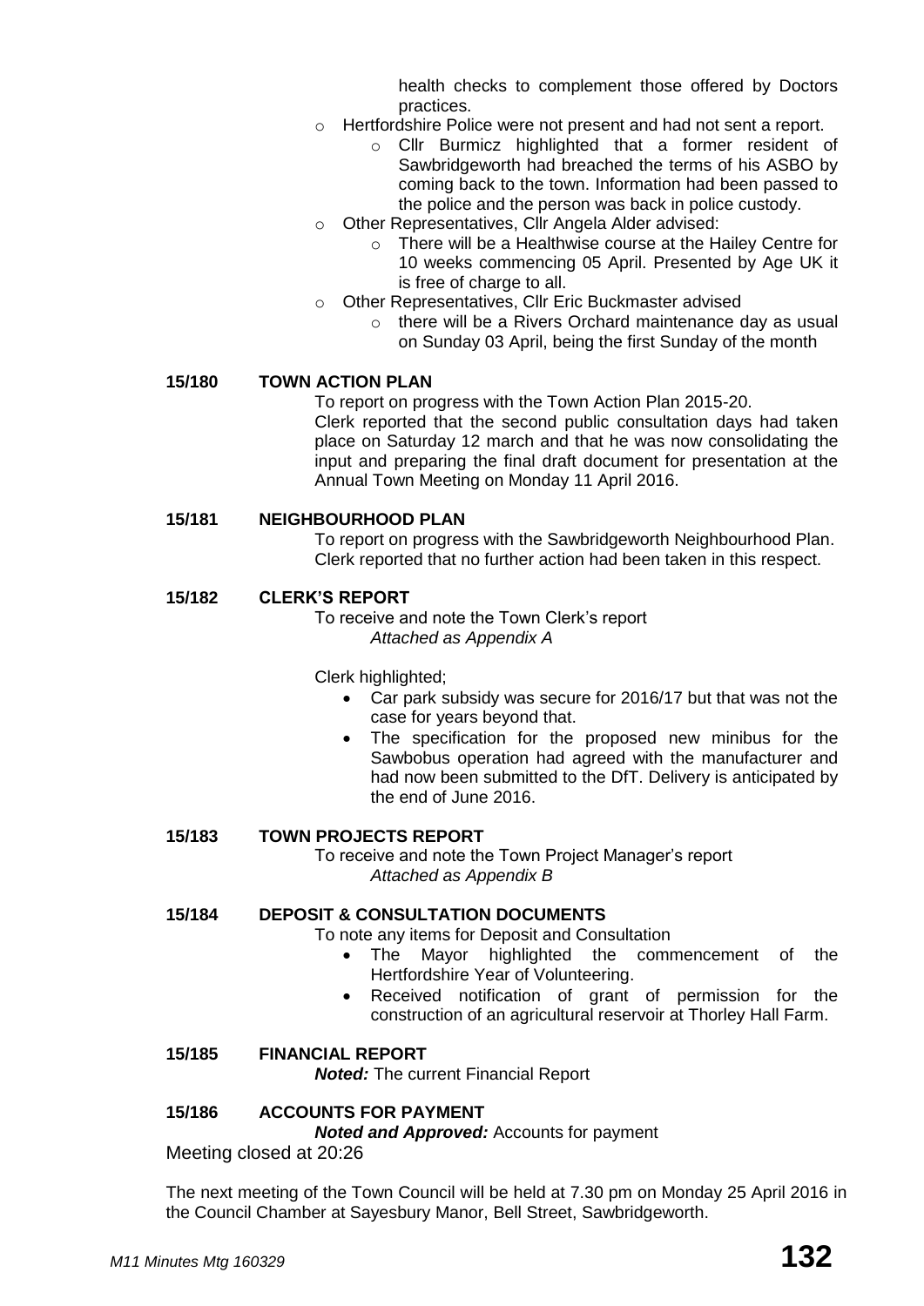health checks to complement those offered by Doctors practices.

- Hertfordshire Police were not present and had not sent a report.
  - Cllr Burmicz highlighted that a former resident of Sawbridgeworth had breached the terms of his ASBO by coming back to the town. Information had been passed to the police and the person was back in police custody.
- Other Representatives, Cllr Angela Alder advised:
  - There will be a Healthwise course at the Hailey Centre for 10 weeks commencing 05 April. Presented by Age UK it is free of charge to all.
- Other Representatives, Cllr Eric Buckmaster advised
  - there will be a Rivers Orchard maintenance day as usual on Sunday 03 April, being the first Sunday of the month

**15/180 TOWN ACTION PLAN**

To report on progress with the Town Action Plan 2015-20.

Clerk reported that the second public consultation days had taken place on Saturday 12 march and that he was now consolidating the input and preparing the final draft document for presentation at the Annual Town Meeting on Monday 11 April 2016.

**15/181 NEIGHBOURHOOD PLAN**

To report on progress with the Sawbridgeworth Neighbourhood Plan.

Clerk reported that no further action had been taken in this respect.

**15/182 CLERK'S REPORT**

To receive and note the Town Clerk's report

*Attached as Appendix A*

Clerk highlighted;

- Car park subsidy was secure for 2016/17 but that was not the case for years beyond that.
- The specification for the proposed new minibus for the Sawbobus operation had agreed with the manufacturer and had now been submitted to the DfT. Delivery is anticipated by the end of June 2016.

**15/183 TOWN PROJECTS REPORT**

To receive and note the Town Project Manager's report

*Attached as Appendix B*

**15/184 DEPOSIT & CONSULTATION DOCUMENTS**

To note any items for Deposit and Consultation

- The Mayor highlighted the commencement of the Hertfordshire Year of Volunteering.
- Received notification of grant of permission for the construction of an agricultural reservoir at Thorley Hall Farm.

**15/185 FINANCIAL REPORT**

***Noted:*** The current Financial Report

**15/186 ACCOUNTS FOR PAYMENT**

***Noted and Approved:*** Accounts for payment

Meeting closed at 20:26

The next meeting of the Town Council will be held at 7.30 pm on Monday 25 April 2016 in the Council Chamber at Sayesbury Manor, Bell Street, Sawbridgeworth.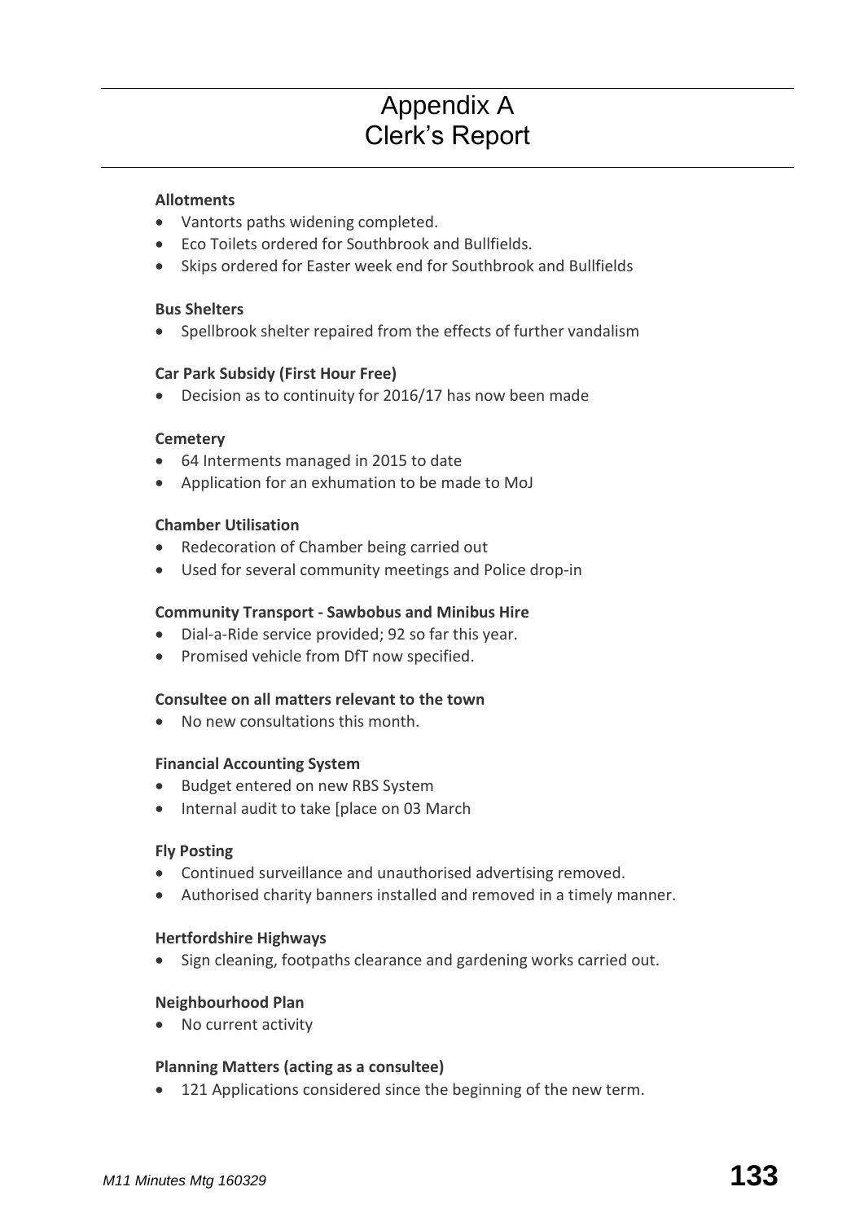# Appendix A
# Clerk's Report

**Allotments**

- Vantorts paths widening completed.
- Eco Toilets ordered for Southbrook and Bullfields.
- Skips ordered for Easter week end for Southbrook and Bullfields

**Bus Shelters**

- Spellbrook shelter repaired from the effects of further vandalism

**Car Park Subsidy (First Hour Free)**

- Decision as to continuity for 2016/17 has now been made

**Cemetery**

- 64 Interments managed in 2015 to date
- Application for an exhumation to be made to MoJ

**Chamber Utilisation**

- Redecoration of Chamber being carried out
- Used for several community meetings and Police drop-in

**Community Transport - Sawbobus and Minibus Hire**

- Dial-a-Ride service provided; 92 so far this year.
- Promised vehicle from DfT now specified.

**Consultee on all matters relevant to the town**

- No new consultations this month.

**Financial Accounting System**

- Budget entered on new RBS System
- Internal audit to take [place on 03 March

**Fly Posting**

- Continued surveillance and unauthorised advertising removed.
- Authorised charity banners installed and removed in a timely manner.

**Hertfordshire Highways**

- Sign cleaning, footpaths clearance and gardening works carried out.

**Neighbourhood Plan**

- No current activity

**Planning Matters (acting as a consultee)**

- 121 Applications considered since the beginning of the new term.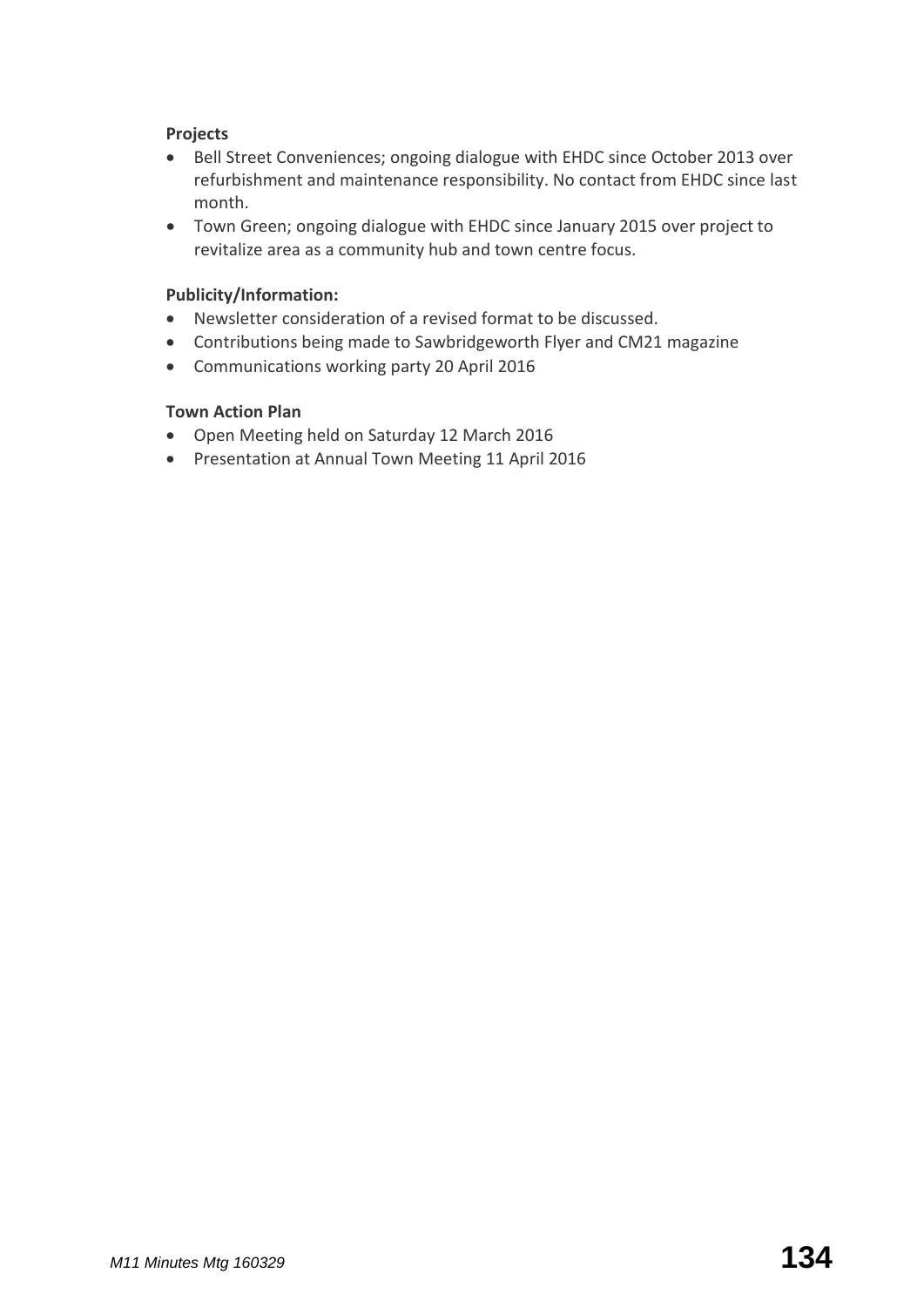**Projects**

- Bell Street Conveniences; ongoing dialogue with EHDC since October 2013 over refurbishment and maintenance responsibility. No contact from EHDC since last month.
- Town Green; ongoing dialogue with EHDC since January 2015 over project to revitalize area as a community hub and town centre focus.

**Publicity/Information:**

- Newsletter consideration of a revised format to be discussed.
- Contributions being made to Sawbridgeworth Flyer and CM21 magazine
- Communications working party 20 April 2016

**Town Action Plan**

- Open Meeting held on Saturday 12 March 2016
- Presentation at Annual Town Meeting 11 April 2016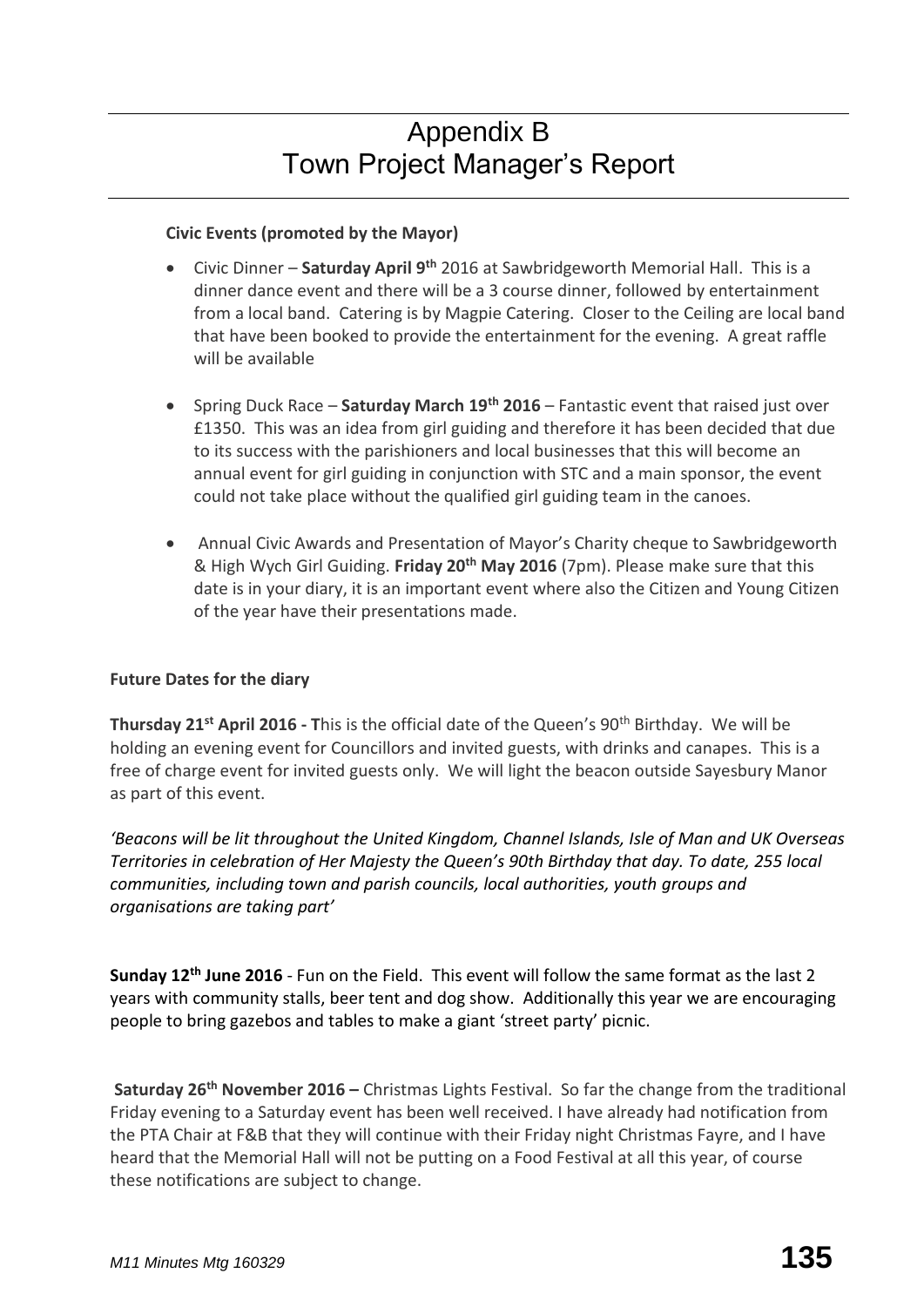# Appendix B
# Town Project Manager's Report

**Civic Events (promoted by the Mayor)**

- Civic Dinner – **Saturday April 9th** 2016 at Sawbridgeworth Memorial Hall. This is a dinner dance event and there will be a 3 course dinner, followed by entertainment from a local band. Catering is by Magpie Catering. Closer to the Ceiling are local band that have been booked to provide the entertainment for the evening. A great raffle will be available

- Spring Duck Race – **Saturday March 19th 2016** – Fantastic event that raised just over £1350. This was an idea from girl guiding and therefore it has been decided that due to its success with the parishioners and local businesses that this will become an annual event for girl guiding in conjunction with STC and a main sponsor, the event could not take place without the qualified girl guiding team in the canoes.

- Annual Civic Awards and Presentation of Mayor's Charity cheque to Sawbridgeworth & High Wych Girl Guiding. **Friday 20th May 2016** (7pm). Please make sure that this date is in your diary, it is an important event where also the Citizen and Young Citizen of the year have their presentations made.

**Future Dates for the diary**

**Thursday 21st April 2016 - T**his is the official date of the Queen's 90th Birthday. We will be holding an evening event for Councillors and invited guests, with drinks and canapes. This is a free of charge event for invited guests only. We will light the beacon outside Sayesbury Manor as part of this event.

*'Beacons will be lit throughout the United Kingdom, Channel Islands, Isle of Man and UK Overseas Territories in celebration of Her Majesty the Queen's 90th Birthday that day. To date, 255 local communities, including town and parish councils, local authorities, youth groups and organisations are taking part'*

**Sunday 12th June 2016** - Fun on the Field. This event will follow the same format as the last 2 years with community stalls, beer tent and dog show. Additionally this year we are encouraging people to bring gazebos and tables to make a giant 'street party' picnic.

**Saturday 26th November 2016 –** Christmas Lights Festival. So far the change from the traditional Friday evening to a Saturday event has been well received. I have already had notification from the PTA Chair at F&B that they will continue with their Friday night Christmas Fayre, and I have heard that the Memorial Hall will not be putting on a Food Festival at all this year, of course these notifications are subject to change.